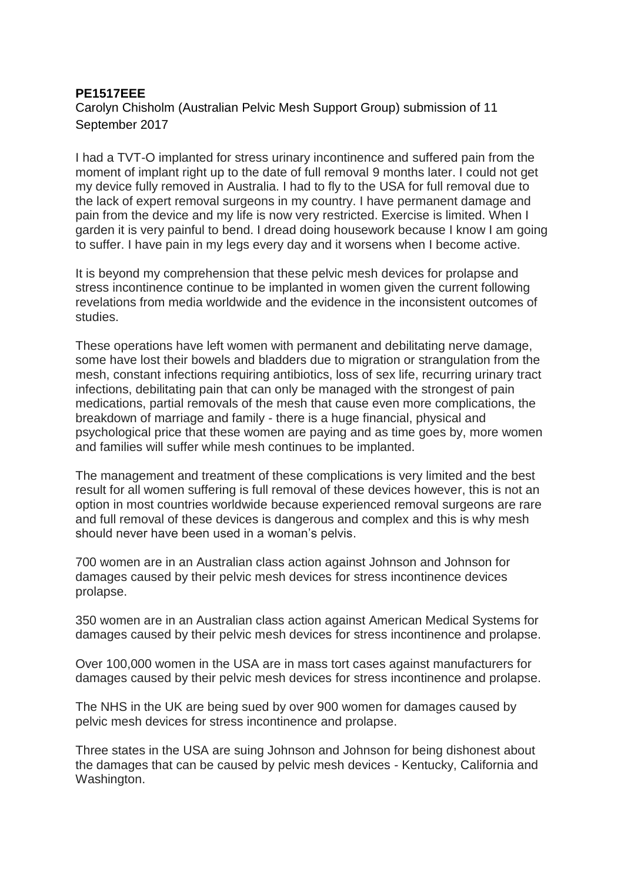**PE1517EEE**

Carolyn Chisholm (Australian Pelvic Mesh Support Group) submission of 11 September 2017

I had a TVT-O implanted for stress urinary incontinence and suffered pain from the moment of implant right up to the date of full removal 9 months later. I could not get my device fully removed in Australia. I had to fly to the USA for full removal due to the lack of expert removal surgeons in my country. I have permanent damage and pain from the device and my life is now very restricted. Exercise is limited. When I garden it is very painful to bend. I dread doing housework because I know I am going to suffer. I have pain in my legs every day and it worsens when I become active.

It is beyond my comprehension that these pelvic mesh devices for prolapse and stress incontinence continue to be implanted in women given the current following revelations from media worldwide and the evidence in the inconsistent outcomes of studies.

These operations have left women with permanent and debilitating nerve damage, some have lost their bowels and bladders due to migration or strangulation from the mesh, constant infections requiring antibiotics, loss of sex life, recurring urinary tract infections, debilitating pain that can only be managed with the strongest of pain medications, partial removals of the mesh that cause even more complications, the breakdown of marriage and family - there is a huge financial, physical and psychological price that these women are paying and as time goes by, more women and families will suffer while mesh continues to be implanted.

The management and treatment of these complications is very limited and the best result for all women suffering is full removal of these devices however, this is not an option in most countries worldwide because experienced removal surgeons are rare and full removal of these devices is dangerous and complex and this is why mesh should never have been used in a woman's pelvis.

700 women are in an Australian class action against Johnson and Johnson for damages caused by their pelvic mesh devices for stress incontinence devices prolapse.

350 women are in an Australian class action against American Medical Systems for damages caused by their pelvic mesh devices for stress incontinence and prolapse.

Over 100,000 women in the USA are in mass tort cases against manufacturers for damages caused by their pelvic mesh devices for stress incontinence and prolapse.

The NHS in the UK are being sued by over 900 women for damages caused by pelvic mesh devices for stress incontinence and prolapse.

Three states in the USA are suing Johnson and Johnson for being dishonest about the damages that can be caused by pelvic mesh devices - Kentucky, California and Washington.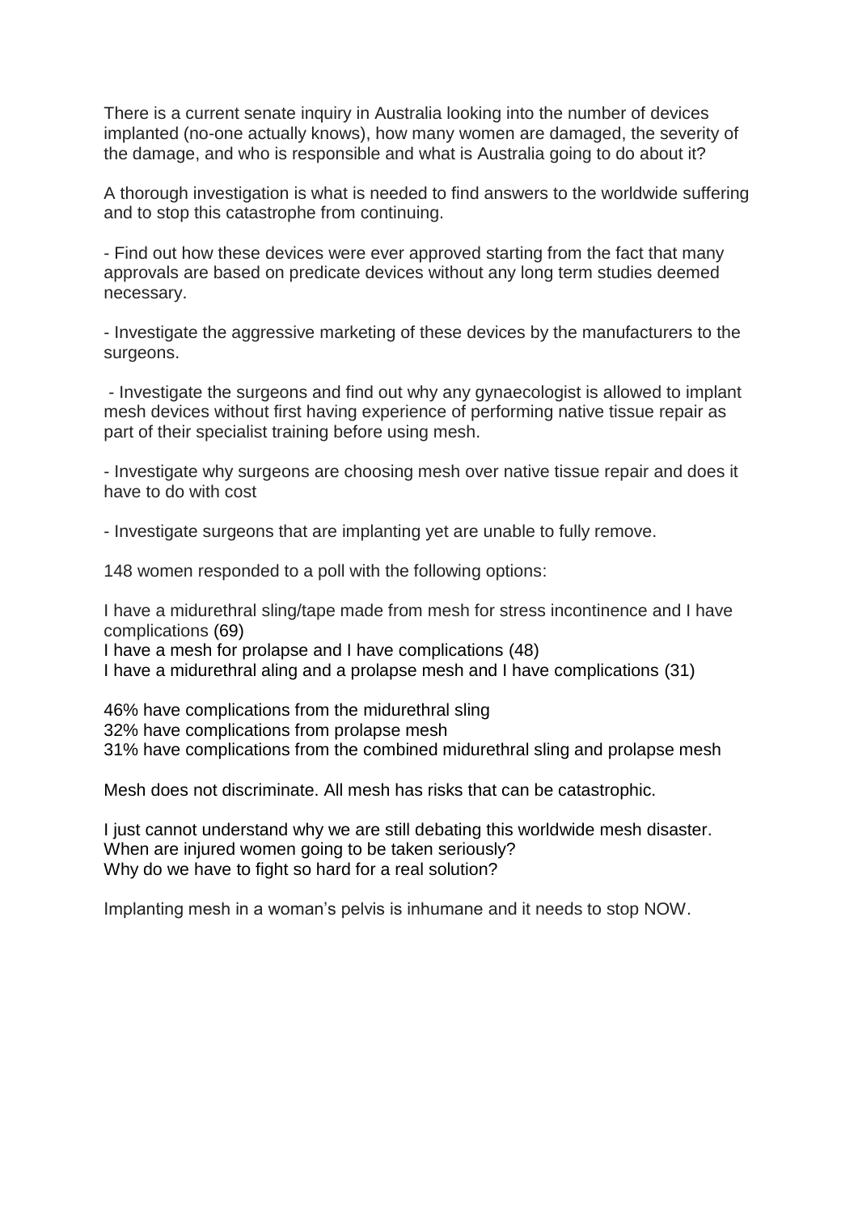There is a current senate inquiry in Australia looking into the number of devices implanted (no-one actually knows), how many women are damaged, the severity of the damage, and who is responsible and what is Australia going to do about it?

A thorough investigation is what is needed to find answers to the worldwide suffering and to stop this catastrophe from continuing.

- Find out how these devices were ever approved starting from the fact that many approvals are based on predicate devices without any long term studies deemed necessary.

- Investigate the aggressive marketing of these devices by the manufacturers to the surgeons.

- Investigate the surgeons and find out why any gynaecologist is allowed to implant mesh devices without first having experience of performing native tissue repair as part of their specialist training before using mesh.

- Investigate why surgeons are choosing mesh over native tissue repair and does it have to do with cost

- Investigate surgeons that are implanting yet are unable to fully remove.

148 women responded to a poll with the following options:

I have a midurethral sling/tape made from mesh for stress incontinence and I have complications (69)
I have a mesh for prolapse and I have complications (48)
I have a midurethral aling and a prolapse mesh and I have complications (31)

46% have complications from the midurethral sling
32% have complications from prolapse mesh
31% have complications from the combined midurethral sling and prolapse mesh

Mesh does not discriminate. All mesh has risks that can be catastrophic.

I just cannot understand why we are still debating this worldwide mesh disaster.
When are injured women going to be taken seriously?
Why do we have to fight so hard for a real solution?

Implanting mesh in a woman's pelvis is inhumane and it needs to stop NOW.